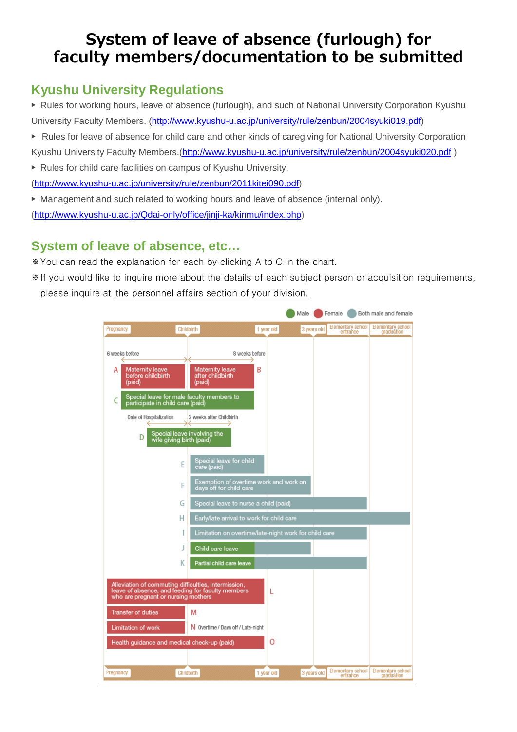# System of leave of absence (furlough) for faculty members/documentation to be submitted

## Kyushu University Regulations

- Rules for working hours, leave of absence (furlough), and such of National University Corporation Kyushu University Faculty Members. (http://www.kyushu-u.ac.jp/university/rule/zenbun/2004syuki019.pdf)
- Rules for leave of absence for child care and other kinds of caregiving for National University Corporation Kyushu University Faculty Members.(http://www.kyushu-u.ac.jp/university/rule/zenbun/2004syuki020.pdf )
- Rules for child care facilities on campus of Kyushu University. (http://www.kyushu-u.ac.jp/university/rule/zenbun/2011kitei090.pdf)
- Management and such related to working hours and leave of absence (internal only). (http://www.kyushu-u.ac.jp/Qdai-only/office/jinji-ka/kinmu/index.php)

## System of leave of absence, etc…

※You can read the explanation for each by clicking A to O in the chart.

※If you would like to inquire more about the details of each subject person or acquisition requirements, please inquire at the personnel affairs section of your division.

Male / Female / Both male and female

Pregnancy | Childbirth | 1 year old | 3 years old | Elementary school entrance | Elementary school graduation

6 weeks before | 8 weeks before

A Maternity leave before childbirth (paid)

B Maternity leave after childbirth (paid)

C Special leave for male faculty members to participate in child care (paid)

Date of Hospitalization | 2 weeks after Childbirth

D Special leave involving the wife giving birth (paid)

E Special leave for child care (paid)

F Exemption of overtime work and work on days off for child care

G Special leave to nurse a child (paid)

H Early/late arrival to work for child care

I Limitation on overtime/late-night work for child care

J Child care leave

K Partial child care leave

L Alleviation of commuting difficulties, intermission, leave of absence, and feeding for faculty members who are pregnant or nursing mothers

M Transfer of duties

N Limitation of work — Overtime / Days off / Late-night

O Health guidance and medical check-up (paid)

Pregnancy | Childbirth | 1 year old | 3 years old | Elementary school entrance | Elementary school graduation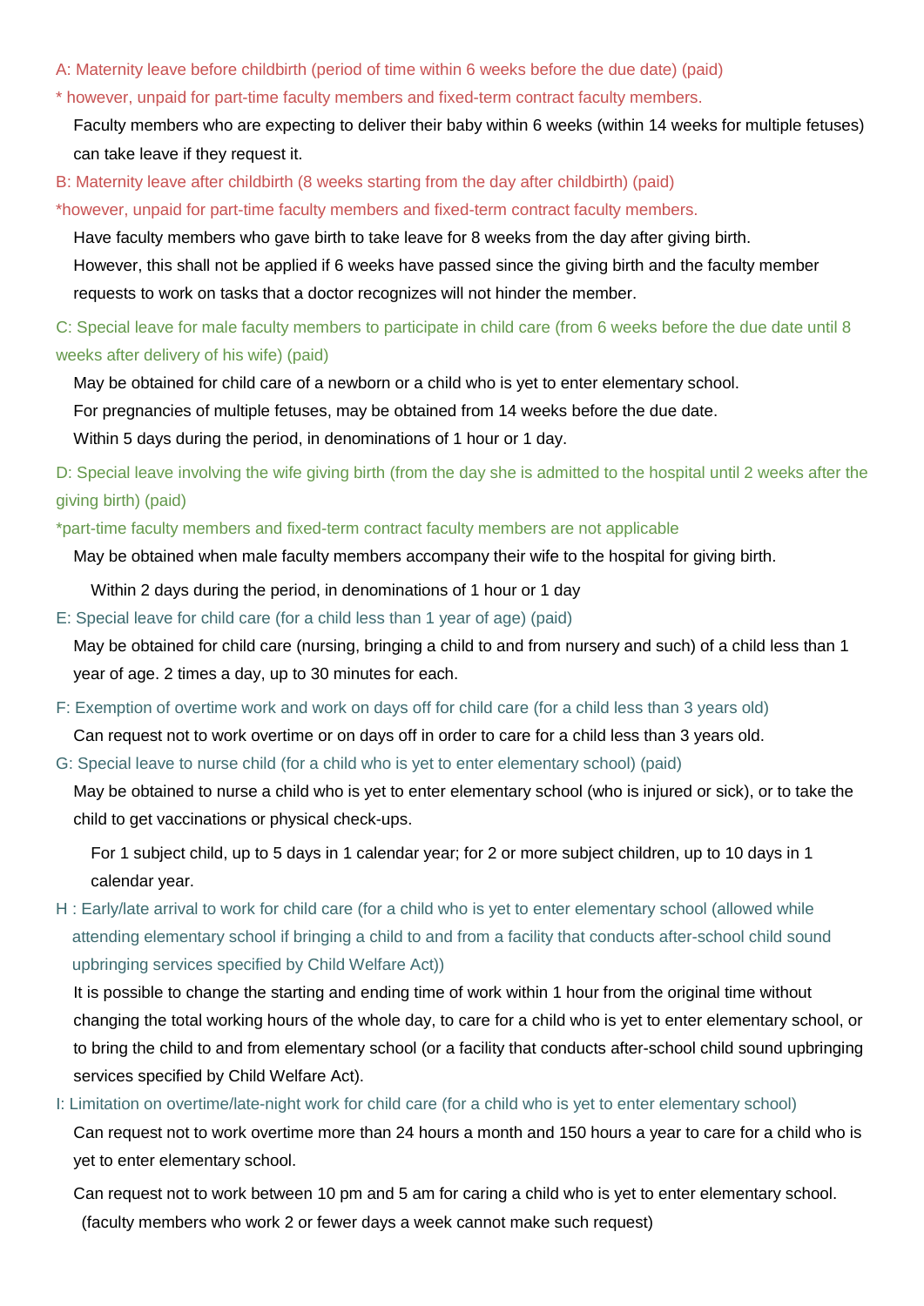A: Maternity leave before childbirth (period of time within 6 weeks before the due date) (paid)

* however, unpaid for part-time faculty members and fixed-term contract faculty members.

Faculty members who are expecting to deliver their baby within 6 weeks (within 14 weeks for multiple fetuses) can take leave if they request it.

B: Maternity leave after childbirth (8 weeks starting from the day after childbirth) (paid)

*however, unpaid for part-time faculty members and fixed-term contract faculty members.

Have faculty members who gave birth to take leave for 8 weeks from the day after giving birth.
However, this shall not be applied if 6 weeks have passed since the giving birth and the faculty member requests to work on tasks that a doctor recognizes will not hinder the member.

C: Special leave for male faculty members to participate in child care (from 6 weeks before the due date until 8 weeks after delivery of his wife) (paid)

May be obtained for child care of a newborn or a child who is yet to enter elementary school.
For pregnancies of multiple fetuses, may be obtained from 14 weeks before the due date.
Within 5 days during the period, in denominations of 1 hour or 1 day.

D: Special leave involving the wife giving birth (from the day she is admitted to the hospital until 2 weeks after the giving birth) (paid)

*part-time faculty members and fixed-term contract faculty members are not applicable

May be obtained when male faculty members accompany their wife to the hospital for giving birth.

Within 2 days during the period, in denominations of 1 hour or 1 day

E: Special leave for child care (for a child less than 1 year of age) (paid)

May be obtained for child care (nursing, bringing a child to and from nursery and such) of a child less than 1 year of age. 2 times a day, up to 30 minutes for each.

F: Exemption of overtime work and work on days off for child care (for a child less than 3 years old)

Can request not to work overtime or on days off in order to care for a child less than 3 years old.

G: Special leave to nurse child (for a child who is yet to enter elementary school) (paid)

May be obtained to nurse a child who is yet to enter elementary school (who is injured or sick), or to take the child to get vaccinations or physical check-ups.

For 1 subject child, up to 5 days in 1 calendar year; for 2 or more subject children, up to 10 days in 1 calendar year.

H : Early/late arrival to work for child care (for a child who is yet to enter elementary school (allowed while attending elementary school if bringing a child to and from a facility that conducts after-school child sound upbringing services specified by Child Welfare Act))

It is possible to change the starting and ending time of work within 1 hour from the original time without changing the total working hours of the whole day, to care for a child who is yet to enter elementary school, or to bring the child to and from elementary school (or a facility that conducts after-school child sound upbringing services specified by Child Welfare Act).

I: Limitation on overtime/late-night work for child care (for a child who is yet to enter elementary school)

Can request not to work overtime more than 24 hours a month and 150 hours a year to care for a child who is yet to enter elementary school.

Can request not to work between 10 pm and 5 am for caring a child who is yet to enter elementary school.
(faculty members who work 2 or fewer days a week cannot make such request)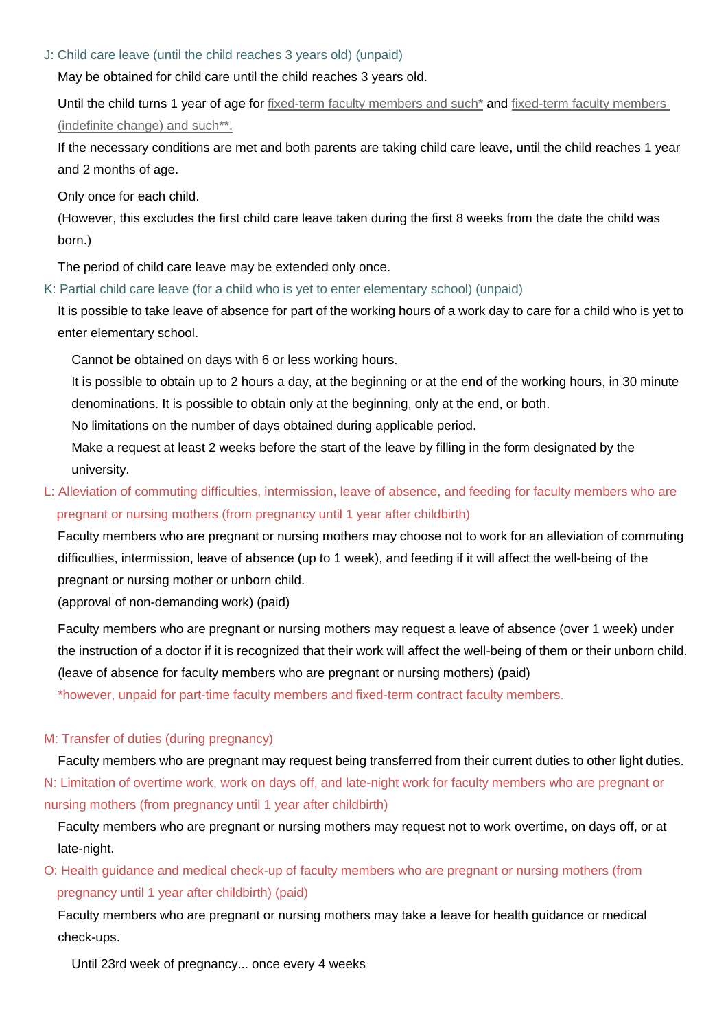### J: Child care leave (until the child reaches 3 years old) (unpaid)

May be obtained for child care until the child reaches 3 years old.

Until the child turns 1 year of age for fixed-term faculty members and such* and fixed-term faculty members (indefinite change) and such**.

If the necessary conditions are met and both parents are taking child care leave, until the child reaches 1 year and 2 months of age.

Only once for each child.

(However, this excludes the first child care leave taken during the first 8 weeks from the date the child was born.)

The period of child care leave may be extended only once.

### K: Partial child care leave (for a child who is yet to enter elementary school) (unpaid)

It is possible to take leave of absence for part of the working hours of a work day to care for a child who is yet to enter elementary school.

Cannot be obtained on days with 6 or less working hours.

It is possible to obtain up to 2 hours a day, at the beginning or at the end of the working hours, in 30 minute denominations. It is possible to obtain only at the beginning, only at the end, or both.

No limitations on the number of days obtained during applicable period.

Make a request at least 2 weeks before the start of the leave by filling in the form designated by the university.

### L: Alleviation of commuting difficulties, intermission, leave of absence, and feeding for faculty members who are pregnant or nursing mothers (from pregnancy until 1 year after childbirth)

Faculty members who are pregnant or nursing mothers may choose not to work for an alleviation of commuting difficulties, intermission, leave of absence (up to 1 week), and feeding if it will affect the well-being of the pregnant or nursing mother or unborn child.

(approval of non-demanding work) (paid)

Faculty members who are pregnant or nursing mothers may request a leave of absence (over 1 week) under the instruction of a doctor if it is recognized that their work will affect the well-being of them or their unborn child. (leave of absence for faculty members who are pregnant or nursing mothers) (paid)

*however, unpaid for part-time faculty members and fixed-term contract faculty members.

### M: Transfer of duties (during pregnancy)

Faculty members who are pregnant may request being transferred from their current duties to other light duties.

### N: Limitation of overtime work, work on days off, and late-night work for faculty members who are pregnant or nursing mothers (from pregnancy until 1 year after childbirth)

Faculty members who are pregnant or nursing mothers may request not to work overtime, on days off, or at late-night.

### O: Health guidance and medical check-up of faculty members who are pregnant or nursing mothers (from pregnancy until 1 year after childbirth) (paid)

Faculty members who are pregnant or nursing mothers may take a leave for health guidance or medical check-ups.

Until 23rd week of pregnancy... once every 4 weeks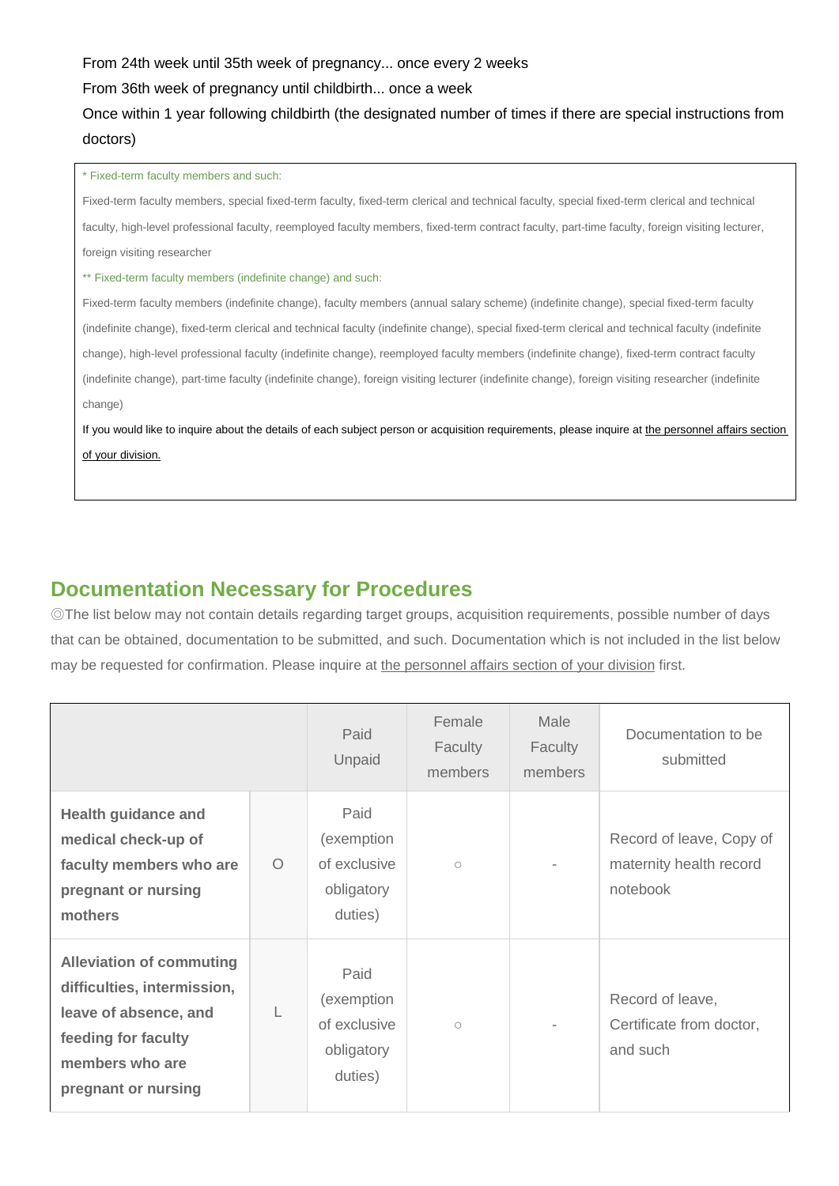From 24th week until 35th week of pregnancy... once every 2 weeks

From 36th week of pregnancy until childbirth... once a week

Once within 1 year following childbirth (the designated number of times if there are special instructions from doctors)

* Fixed-term faculty members and such:

Fixed-term faculty members, special fixed-term faculty, fixed-term clerical and technical faculty, special fixed-term clerical and technical faculty, high-level professional faculty, reemployed faculty members, fixed-term contract faculty, part-time faculty, foreign visiting lecturer, foreign visiting researcher

** Fixed-term faculty members (indefinite change) and such:

Fixed-term faculty members (indefinite change), faculty members (annual salary scheme) (indefinite change), special fixed-term faculty (indefinite change), fixed-term clerical and technical faculty (indefinite change), special fixed-term clerical and technical faculty (indefinite change), high-level professional faculty (indefinite change), reemployed faculty members (indefinite change), fixed-term contract faculty (indefinite change), part-time faculty (indefinite change), foreign visiting lecturer (indefinite change), foreign visiting researcher (indefinite change)

If you would like to inquire about the details of each subject person or acquisition requirements, please inquire at the personnel affairs section of your division.

## Documentation Necessary for Procedures

◎The list below may not contain details regarding target groups, acquisition requirements, possible number of days that can be obtained, documentation to be submitted, and such. Documentation which is not included in the list below may be requested for confirmation. Please inquire at the personnel affairs section of your division first.

| | | Paid Unpaid | Female Faculty members | Male Faculty members | Documentation to be submitted |
|---|---|---|---|---|---|
| **Health guidance and medical check-up of faculty members who are pregnant or nursing mothers** | O | Paid (exemption of exclusive obligatory duties) | ○ | - | Record of leave, Copy of maternity health record notebook |
| **Alleviation of commuting difficulties, intermission, leave of absence, and feeding for faculty members who are pregnant or nursing** | L | Paid (exemption of exclusive obligatory duties) | ○ | - | Record of leave, Certificate from doctor, and such |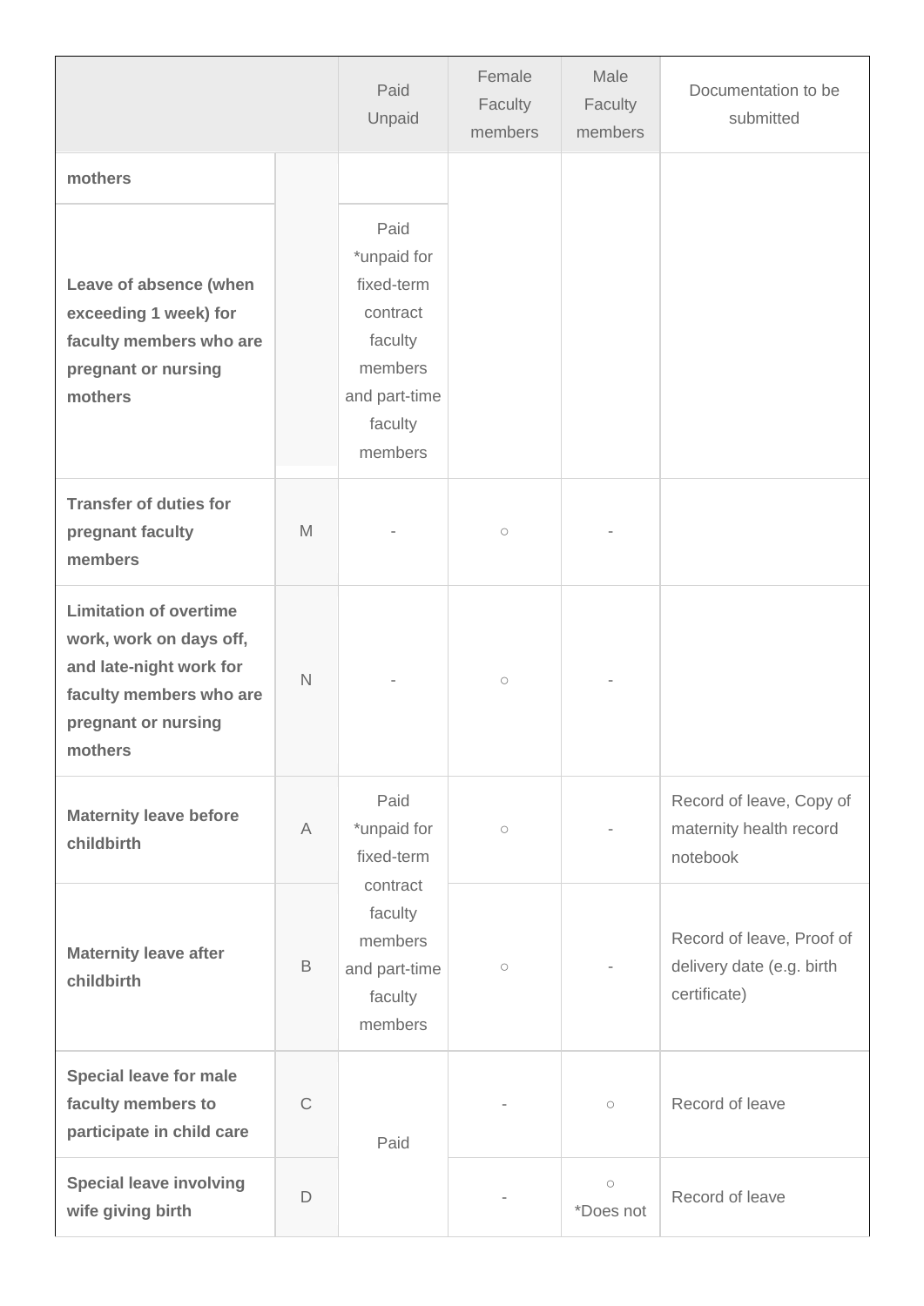| | | Paid Unpaid | Female Faculty members | Male Faculty members | Documentation to be submitted |
|---|---|---|---|---|---|
| **mothers** | | | | | |
| **Leave of absence (when exceeding 1 week) for faculty members who are pregnant or nursing mothers** | | Paid *unpaid for fixed-term contract faculty members and part-time faculty members | | | |
| **Transfer of duties for pregnant faculty members** | M | - | ○ | - | |
| **Limitation of overtime work, work on days off, and late-night work for faculty members who are pregnant or nursing mothers** | N | - | ○ | - | |
| **Maternity leave before childbirth** | A | Paid *unpaid for fixed-term contract faculty members and part-time faculty members | ○ | - | Record of leave, Copy of maternity health record notebook |
| **Maternity leave after childbirth** | B | | ○ | - | Record of leave, Proof of delivery date (e.g. birth certificate) |
| **Special leave for male faculty members to participate in child care** | C | Paid | - | ○ | Record of leave |
| **Special leave involving wife giving birth** | D | | - | ○ *Does not | Record of leave |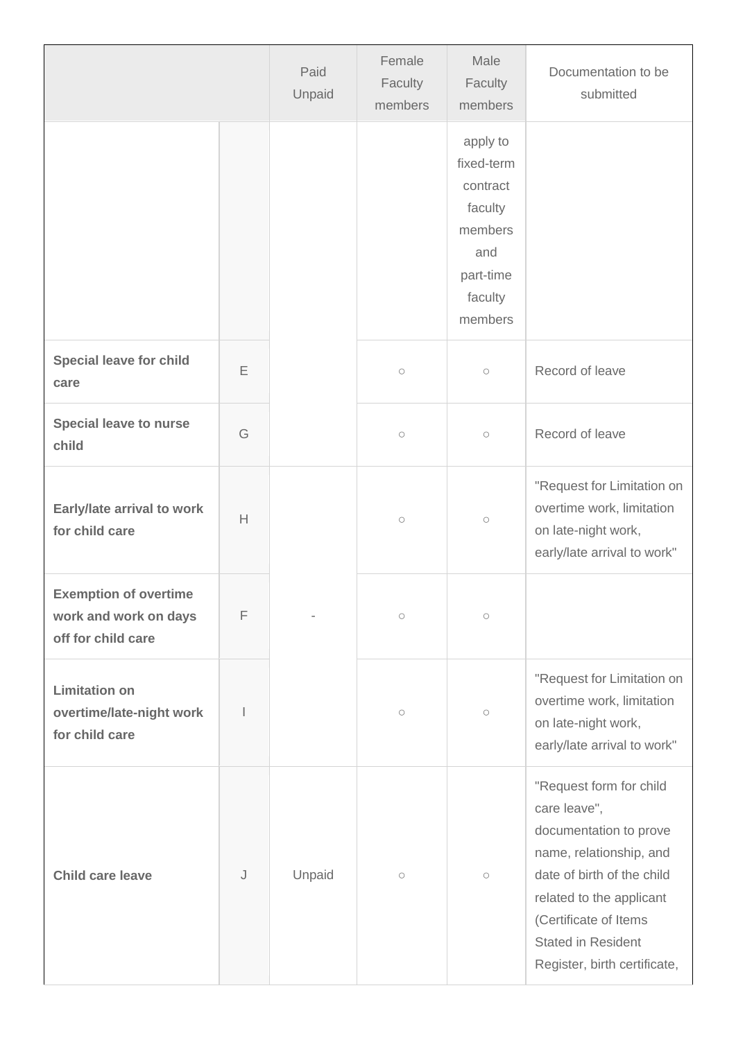| | | Paid Unpaid | Female Faculty members | Male Faculty members | Documentation to be submitted |
|---|---|---|---|---|---|
| | | | | apply to fixed-term contract faculty members and part-time faculty members | |
| **Special leave for child care** | E | | ○ | ○ | Record of leave |
| **Special leave to nurse child** | G | | ○ | ○ | Record of leave |
| **Early/late arrival to work for child care** | H | - | ○ | ○ | "Request for Limitation on overtime work, limitation on late-night work, early/late arrival to work" |
| **Exemption of overtime work and work on days off for child care** | F | | ○ | ○ | |
| **Limitation on overtime/late-night work for child care** | I | | ○ | ○ | "Request for Limitation on overtime work, limitation on late-night work, early/late arrival to work" |
| **Child care leave** | J | Unpaid | ○ | ○ | "Request form for child care leave", documentation to prove name, relationship, and date of birth of the child related to the applicant (Certificate of Items Stated in Resident Register, birth certificate, |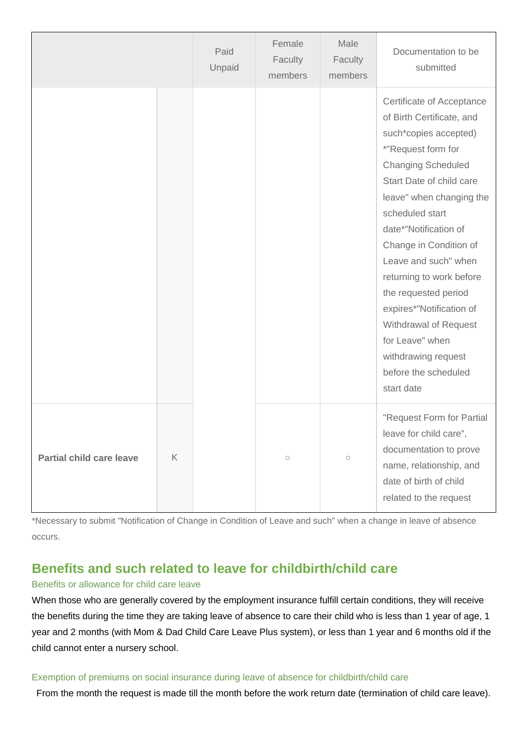| | | Paid Unpaid | Female Faculty members | Male Faculty members | Documentation to be submitted |
|---|---|---|---|---|---|
| | | | | | Certificate of Acceptance of Birth Certificate, and such*copies accepted) *"Request form for Changing Scheduled Start Date of child care leave" when changing the scheduled start date*"Notification of Change in Condition of Leave and such" when returning to work before the requested period expires*"Notification of Withdrawal of Request for Leave" when withdrawing request before the scheduled start date |
| **Partial child care leave** | K | | ○ | ○ | "Request Form for Partial leave for child care", documentation to prove name, relationship, and date of birth of child related to the request |

*Necessary to submit "Notification of Change in Condition of Leave and such" when a change in leave of absence occurs.

## Benefits and such related to leave for childbirth/child care

### Benefits or allowance for child care leave

When those who are generally covered by the employment insurance fulfill certain conditions, they will receive the benefits during the time they are taking leave of absence to care their child who is less than 1 year of age, 1 year and 2 months (with Mom & Dad Child Care Leave Plus system), or less than 1 year and 6 months old if the child cannot enter a nursery school.

### Exemption of premiums on social insurance during leave of absence for childbirth/child care

From the month the request is made till the month before the work return date (termination of child care leave).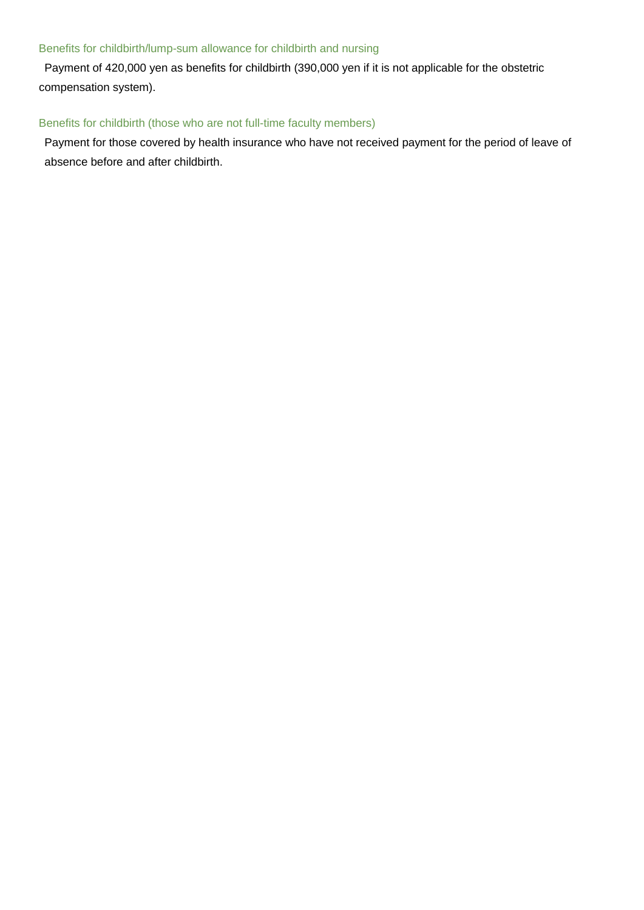### Benefits for childbirth/lump-sum allowance for childbirth and nursing

Payment of 420,000 yen as benefits for childbirth (390,000 yen if it is not applicable for the obstetric compensation system).

### Benefits for childbirth (those who are not full-time faculty members)

Payment for those covered by health insurance who have not received payment for the period of leave of absence before and after childbirth.